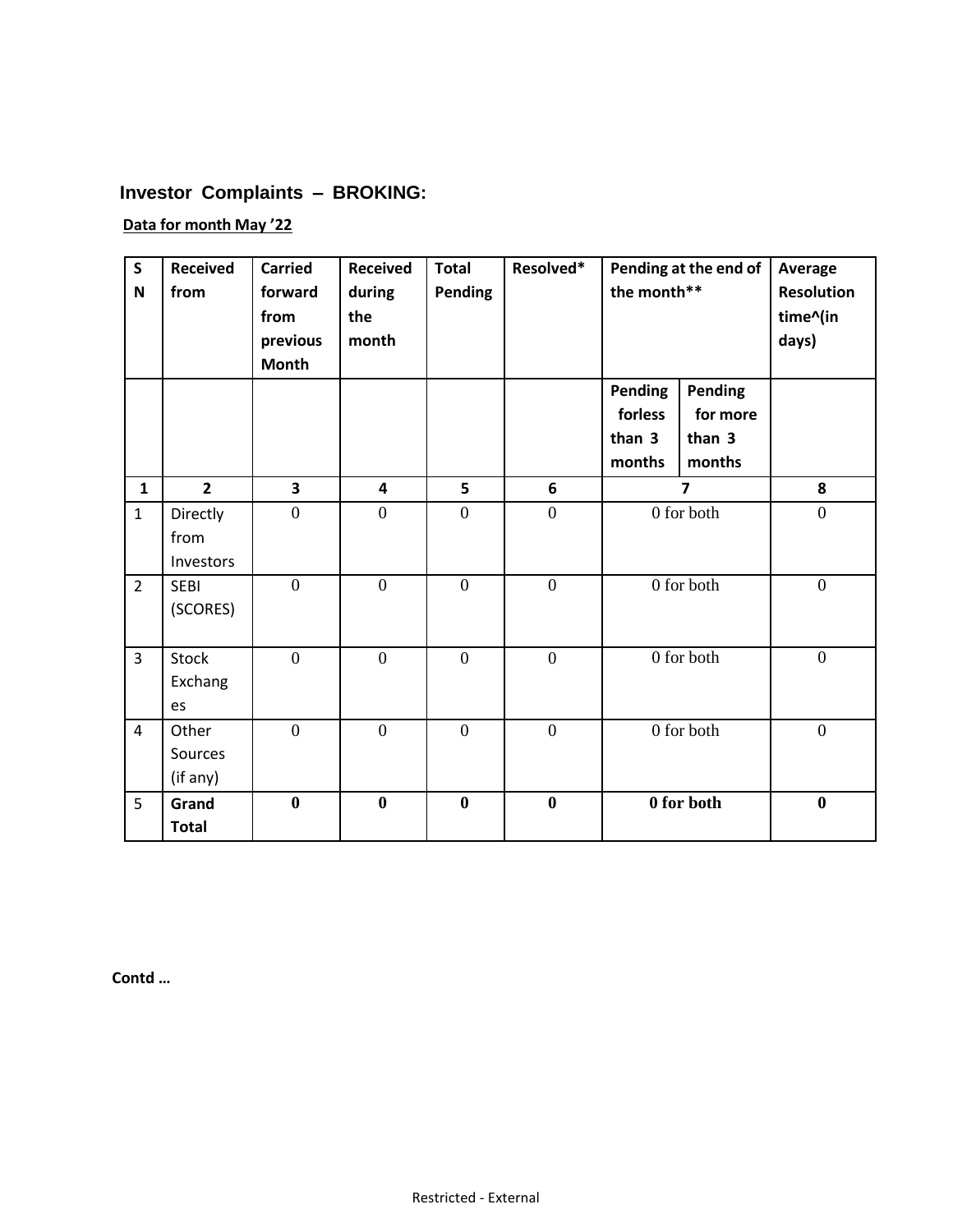## Investor Complaints – BROKING:

**Data for month May '22**

| SN | Received from | Carried forward from previous Month | Received during the month | Total Pending | Resolved* | Pending at the end of the month** | | Average Resolution time^(in days) |
|---|---|---|---|---|---|---|---|---|
| | | | | | | Pending forless than 3 months | Pending for more than 3 months | |
| 1 | 2 | 3 | 4 | 5 | 6 | 7 | | 8 |
| 1 | Directly from Investors | 0 | 0 | 0 | 0 | 0 for both | | 0 |
| 2 | SEBI (SCORES) | 0 | 0 | 0 | 0 | 0 for both | | 0 |
| 3 | Stock Exchanges | 0 | 0 | 0 | 0 | 0 for both | | 0 |
| 4 | Other Sources (if any) | 0 | 0 | 0 | 0 | 0 for both | | 0 |
| 5 | **Grand Total** | **0** | **0** | **0** | **0** | **0 for both** | | **0** |

**Contd …**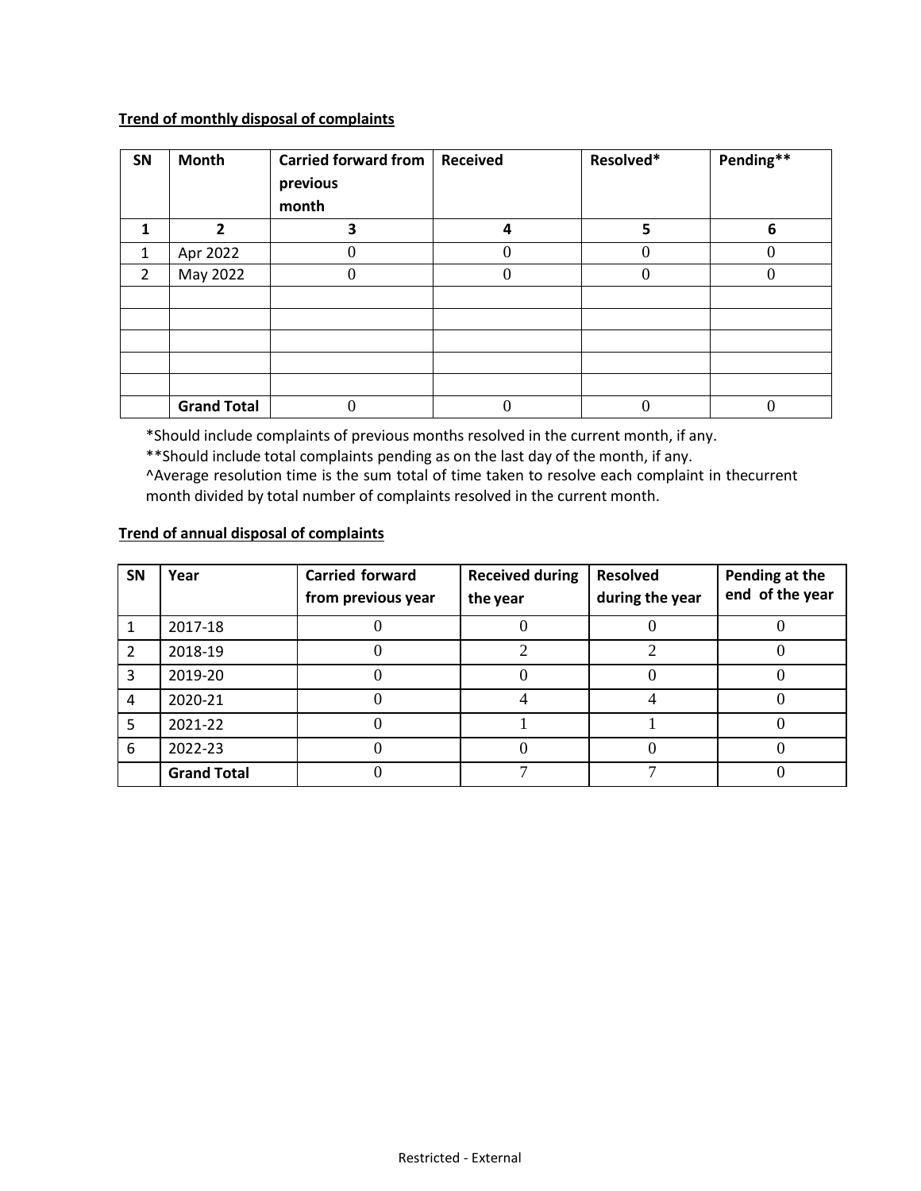**Trend of monthly disposal of complaints**

| SN | Month | Carried forward from previous month | Received | Resolved* | Pending** |
|---|---|---|---|---|---|
| **1** | **2** | **3** | **4** | **5** | **6** |
| 1 | Apr 2022 | 0 | 0 | 0 | 0 |
| 2 | May 2022 | 0 | 0 | 0 | 0 |
| | | | | | |
| | | | | | |
| | | | | | |
| | | | | | |
| | | | | | |
| | **Grand Total** | 0 | 0 | 0 | 0 |

*Should include complaints of previous months resolved in the current month, if any.

**Should include total complaints pending as on the last day of the month, if any.

^Average resolution time is the sum total of time taken to resolve each complaint in thecurrent month divided by total number of complaints resolved in the current month.

**Trend of annual disposal of complaints**

| SN | Year | Carried forward from previous year | Received during the year | Resolved during the year | Pending at the end of the year |
|---|---|---|---|---|---|
| 1 | 2017-18 | 0 | 0 | 0 | 0 |
| 2 | 2018-19 | 0 | 2 | 2 | 0 |
| 3 | 2019-20 | 0 | 0 | 0 | 0 |
| 4 | 2020-21 | 0 | 4 | 4 | 0 |
| 5 | 2021-22 | 0 | 1 | 1 | 0 |
| 6 | 2022-23 | 0 | 0 | 0 | 0 |
| | **Grand Total** | 0 | 7 | 7 | 0 |

Restricted - External